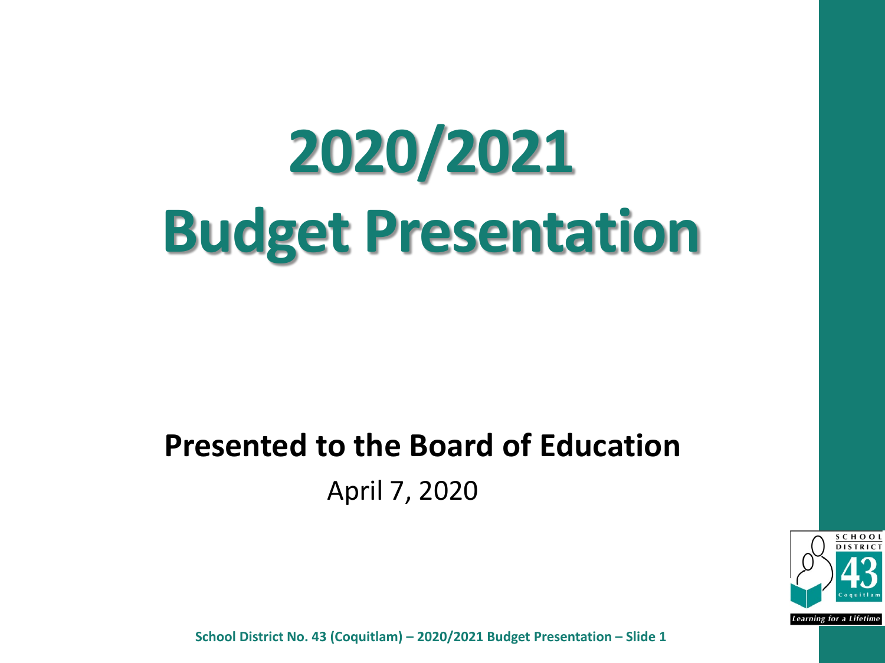# 2020/2021 Budget Presentation

**Presented to the Board of Education**

April 7, 2020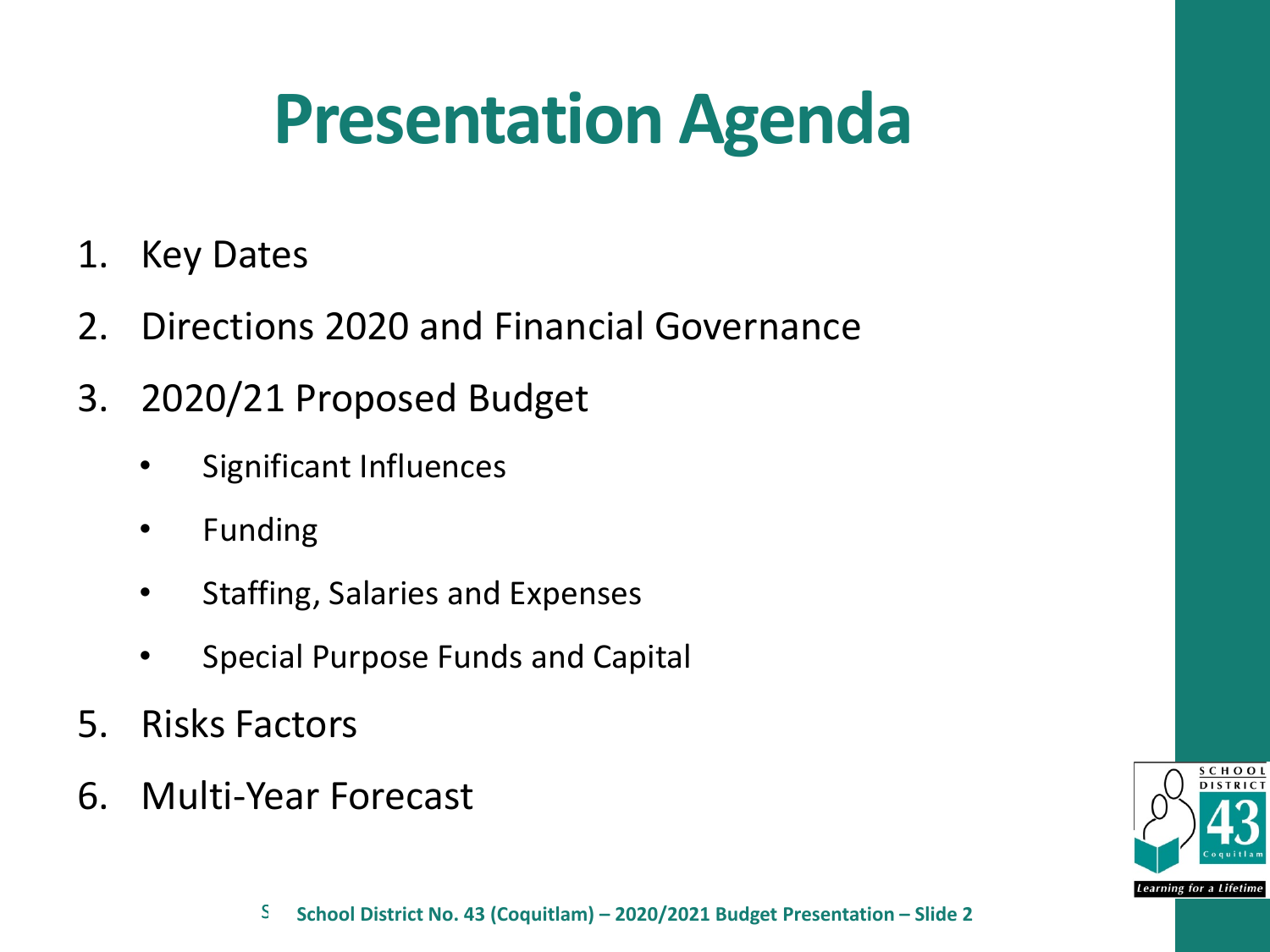# Presentation Agenda

1. Key Dates
2. Directions 2020 and Financial Governance
3. 2020/21 Proposed Budget
   - Significant Influences
   - Funding
   - Staffing, Salaries and Expenses
   - Special Purpose Funds and Capital
5. Risks Factors
6. Multi-Year Forecast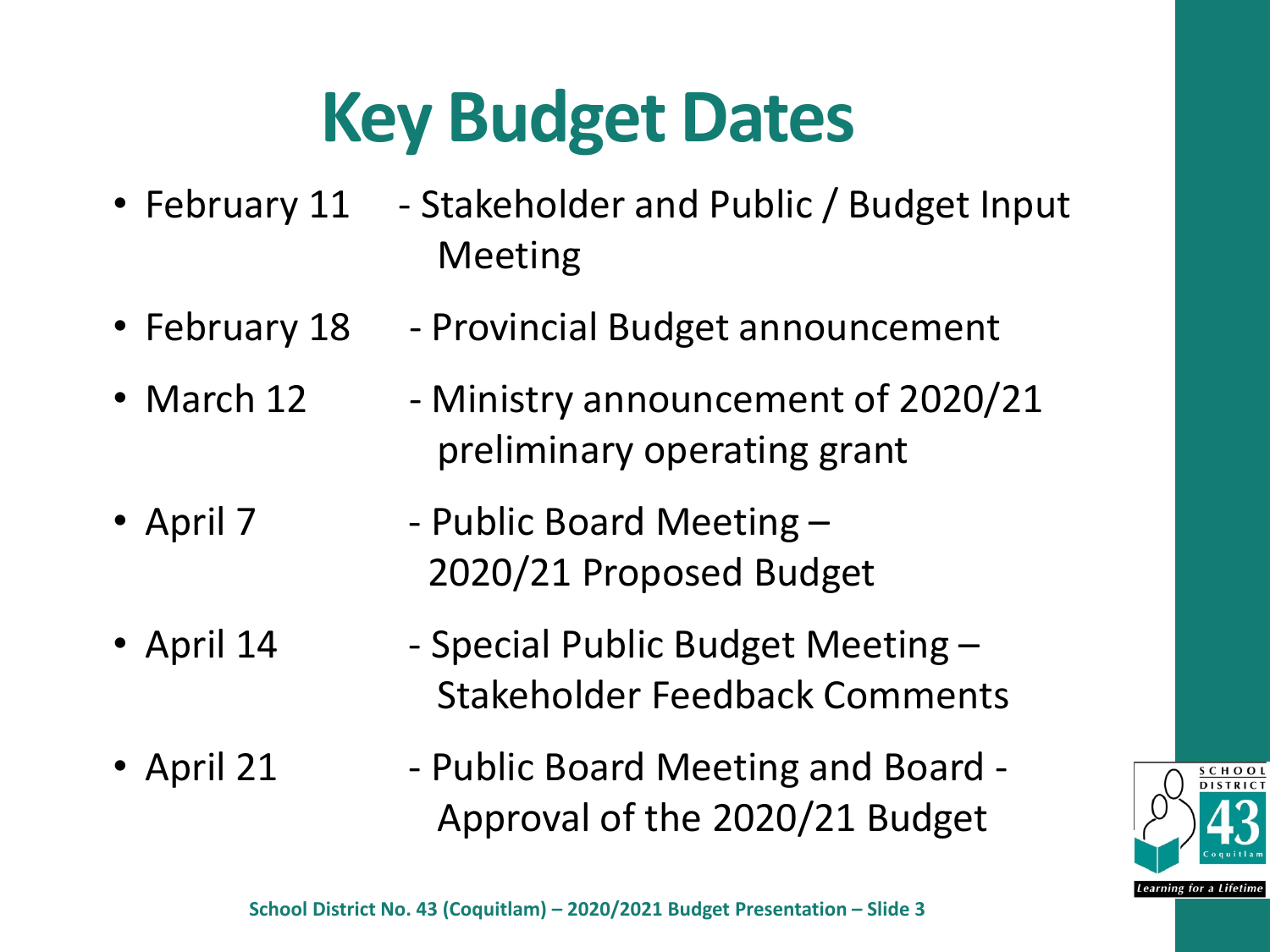# Key Budget Dates

- February 11 - Stakeholder and Public / Budget Input Meeting
- February 18 - Provincial Budget announcement
- March 12 - Ministry announcement of 2020/21 preliminary operating grant
- April 7 - Public Board Meeting – 2020/21 Proposed Budget
- April 14 - Special Public Budget Meeting – Stakeholder Feedback Comments
- April 21 - Public Board Meeting and Board - Approval of the 2020/21 Budget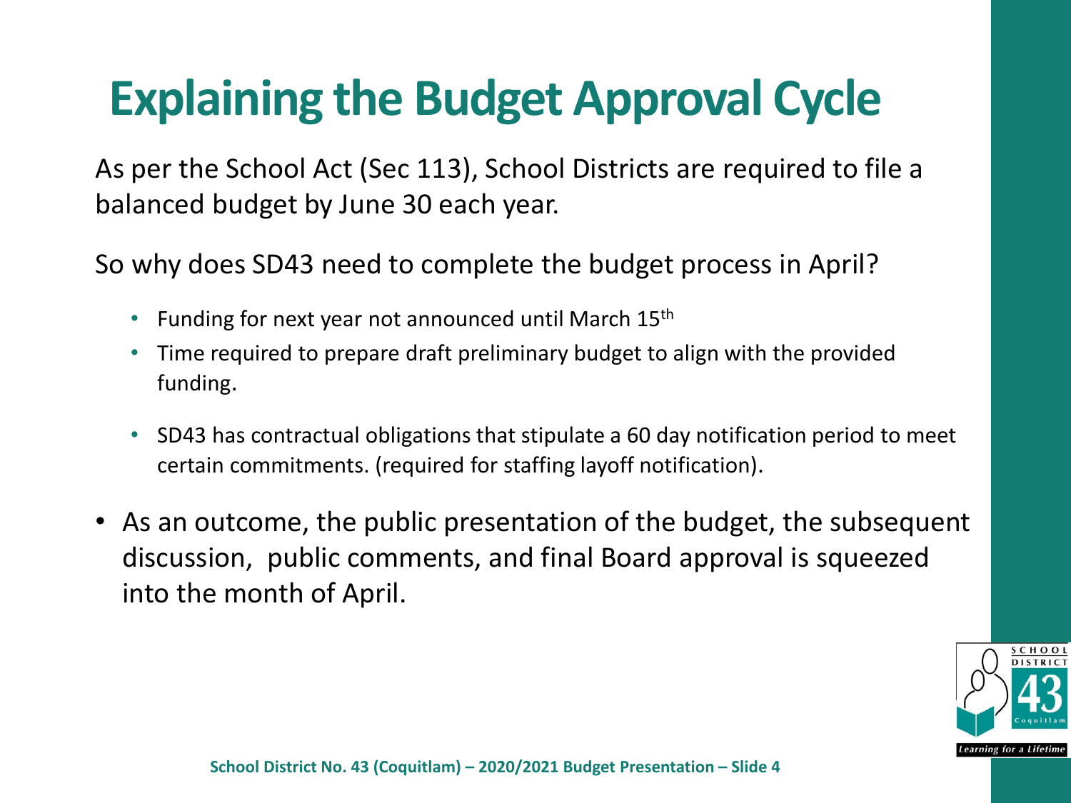# Explaining the Budget Approval Cycle

As per the School Act (Sec 113), School Districts are required to file a balanced budget by June 30 each year.

So why does SD43 need to complete the budget process in April?

- Funding for next year not announced until March 15th
- Time required to prepare draft preliminary budget to align with the provided funding.
- SD43 has contractual obligations that stipulate a 60 day notification period to meet certain commitments. (required for staffing layoff notification).

- As an outcome, the public presentation of the budget, the subsequent discussion, public comments, and final Board approval is squeezed into the month of April.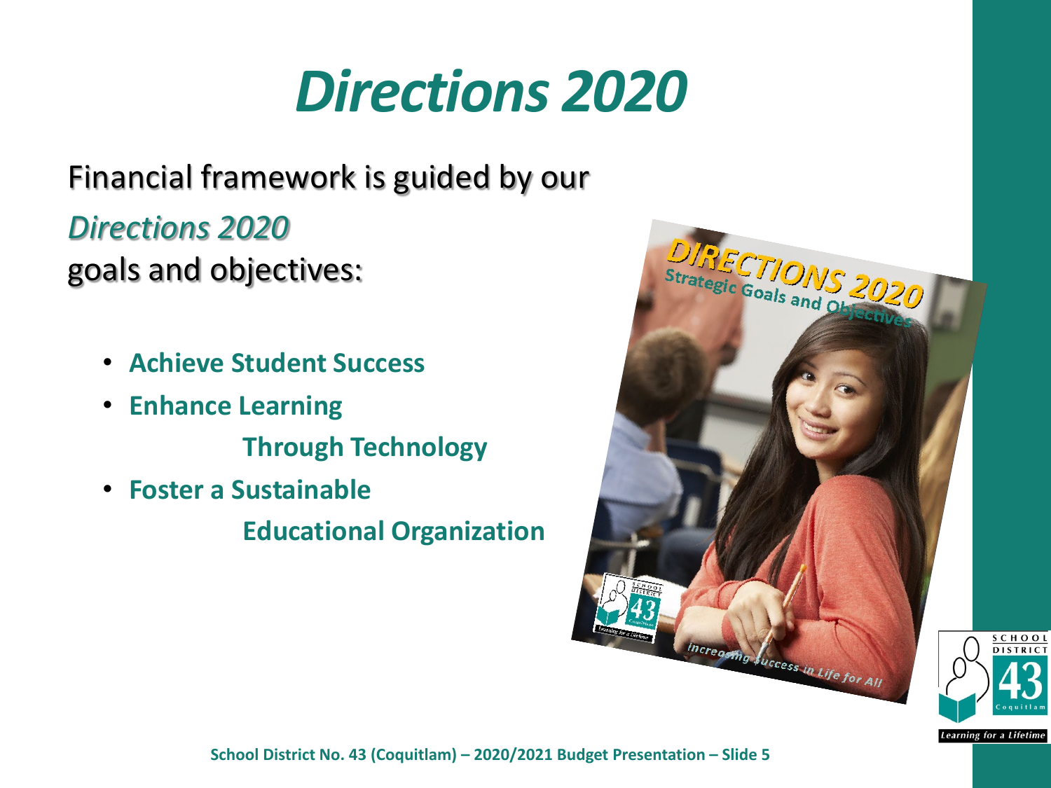# *Directions 2020*

Financial framework is guided by our *Directions 2020* goals and objectives:

- **Achieve Student Success**
- **Enhance Learning Through Technology**
- **Foster a Sustainable Educational Organization**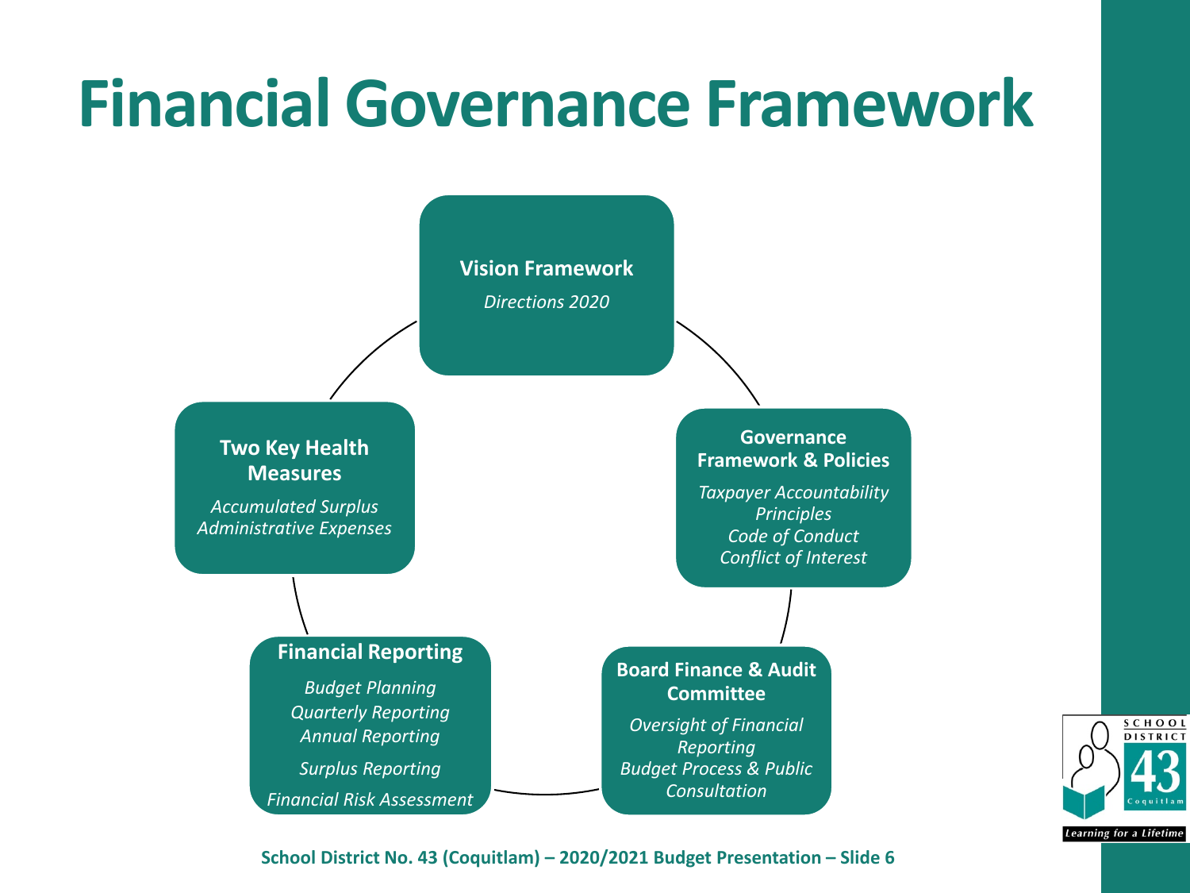# Financial Governance Framework

**Vision Framework**

*Directions 2020*

**Governance Framework & Policies**

*Taxpayer Accountability Principles*
*Code of Conduct*
*Conflict of Interest*

**Board Finance & Audit Committee**

*Oversight of Financial Reporting*
*Budget Process & Public Consultation*

**Financial Reporting**

*Budget Planning*
*Quarterly Reporting*
*Annual Reporting*
*Surplus Reporting*
*Financial Risk Assessment*

**Two Key Health Measures**

*Accumulated Surplus*
*Administrative Expenses*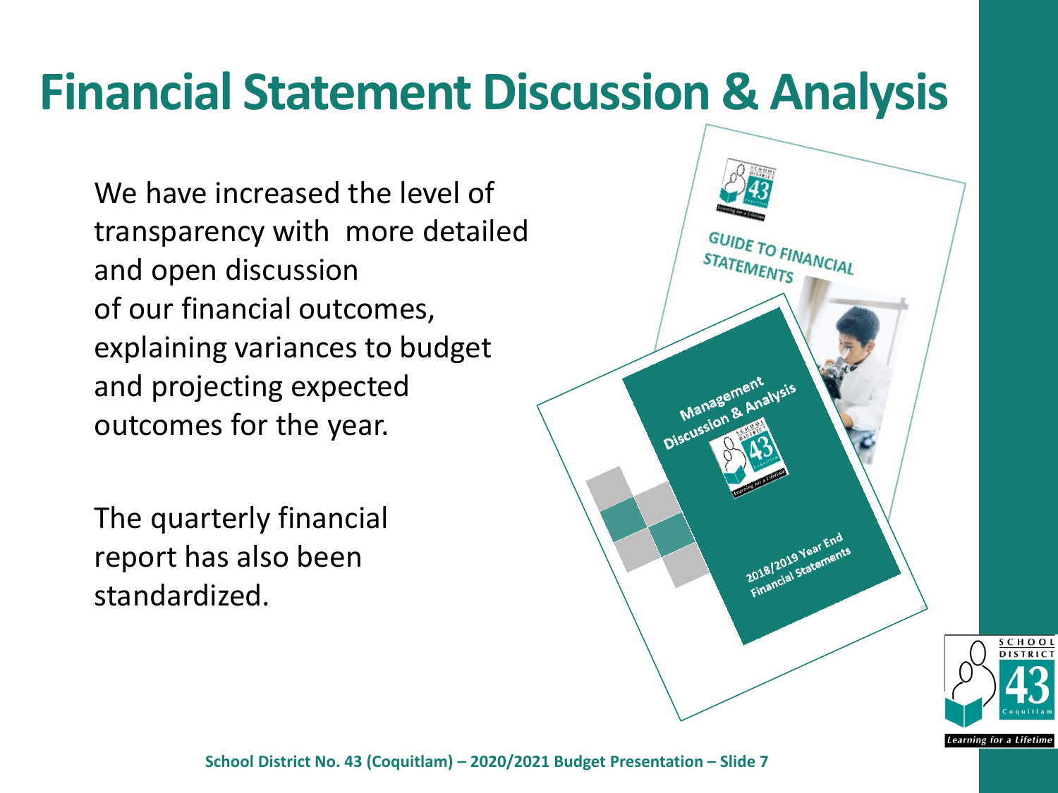# Financial Statement Discussion & Analysis

We have increased the level of transparency with more detailed and open discussion of our financial outcomes, explaining variances to budget and projecting expected outcomes for the year.

The quarterly financial report has also been standardized.

GUIDE TO FINANCIAL STATEMENTS

Management Discussion & Analysis

2018/2019 Year End Financial Statements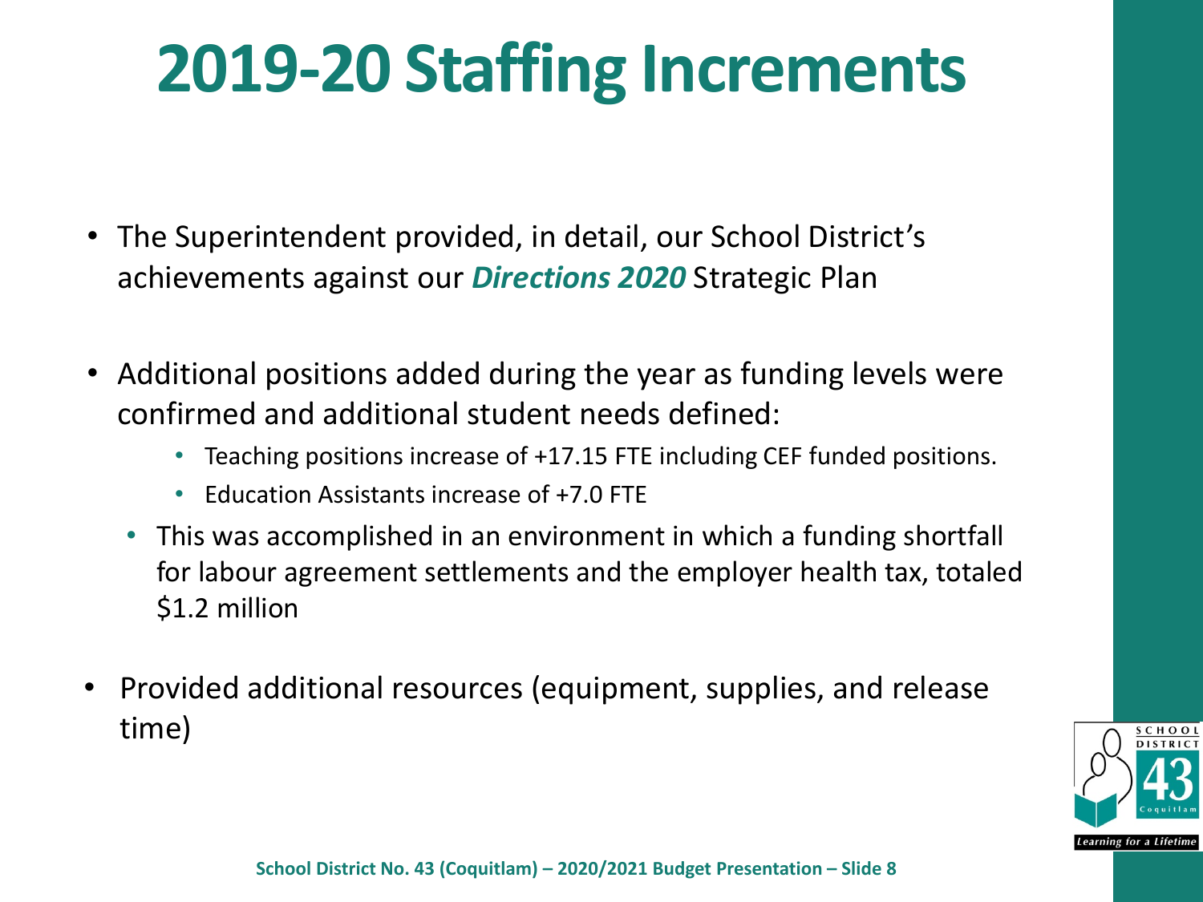# 2019-20 Staffing Increments

- The Superintendent provided, in detail, our School District's achievements against our ***Directions 2020*** Strategic Plan

- Additional positions added during the year as funding levels were confirmed and additional student needs defined:
  - Teaching positions increase of +17.15 FTE including CEF funded positions.
  - Education Assistants increase of +7.0 FTE
  - This was accomplished in an environment in which a funding shortfall for labour agreement settlements and the employer health tax, totaled $1.2 million

- Provided additional resources (equipment, supplies, and release time)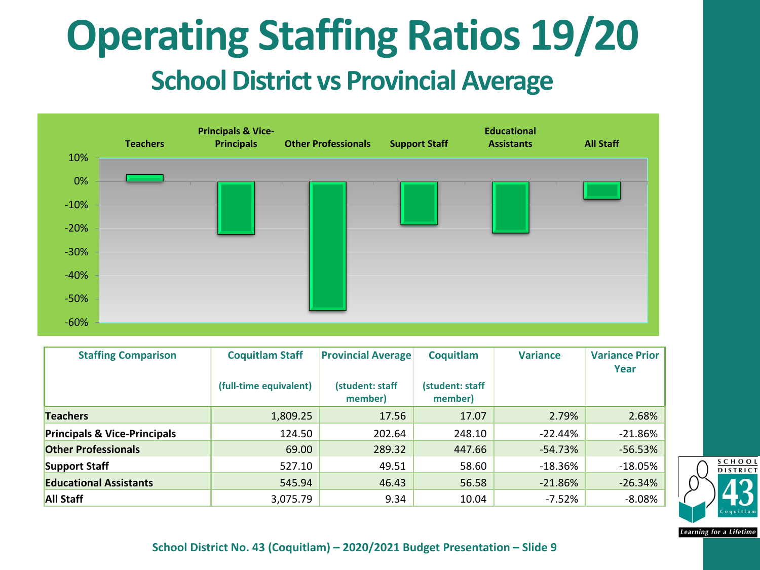# Operating Staffing Ratios 19/20

## School District vs Provincial Average

| Staffing Comparison | Coquitlam Staff (full-time equivalent) | Provincial Average (student: staff member) | Coquitlam (student: staff member) | Variance | Variance Prior Year |
|---|---|---|---|---|---|
| **Teachers** | 1,809.25 | 17.56 | 17.07 | 2.79% | 2.68% |
| **Principals & Vice-Principals** | 124.50 | 202.64 | 248.10 | -22.44% | -21.86% |
| **Other Professionals** | 69.00 | 289.32 | 447.66 | -54.73% | -56.53% |
| **Support Staff** | 527.10 | 49.51 | 58.60 | -18.36% | -18.05% |
| **Educational Assistants** | 545.94 | 46.43 | 56.58 | -21.86% | -26.34% |
| **All Staff** | 3,075.79 | 9.34 | 10.04 | -7.52% | -8.08% |

School District No. 43 (Coquitlam) – 2020/2021 Budget Presentation – Slide 9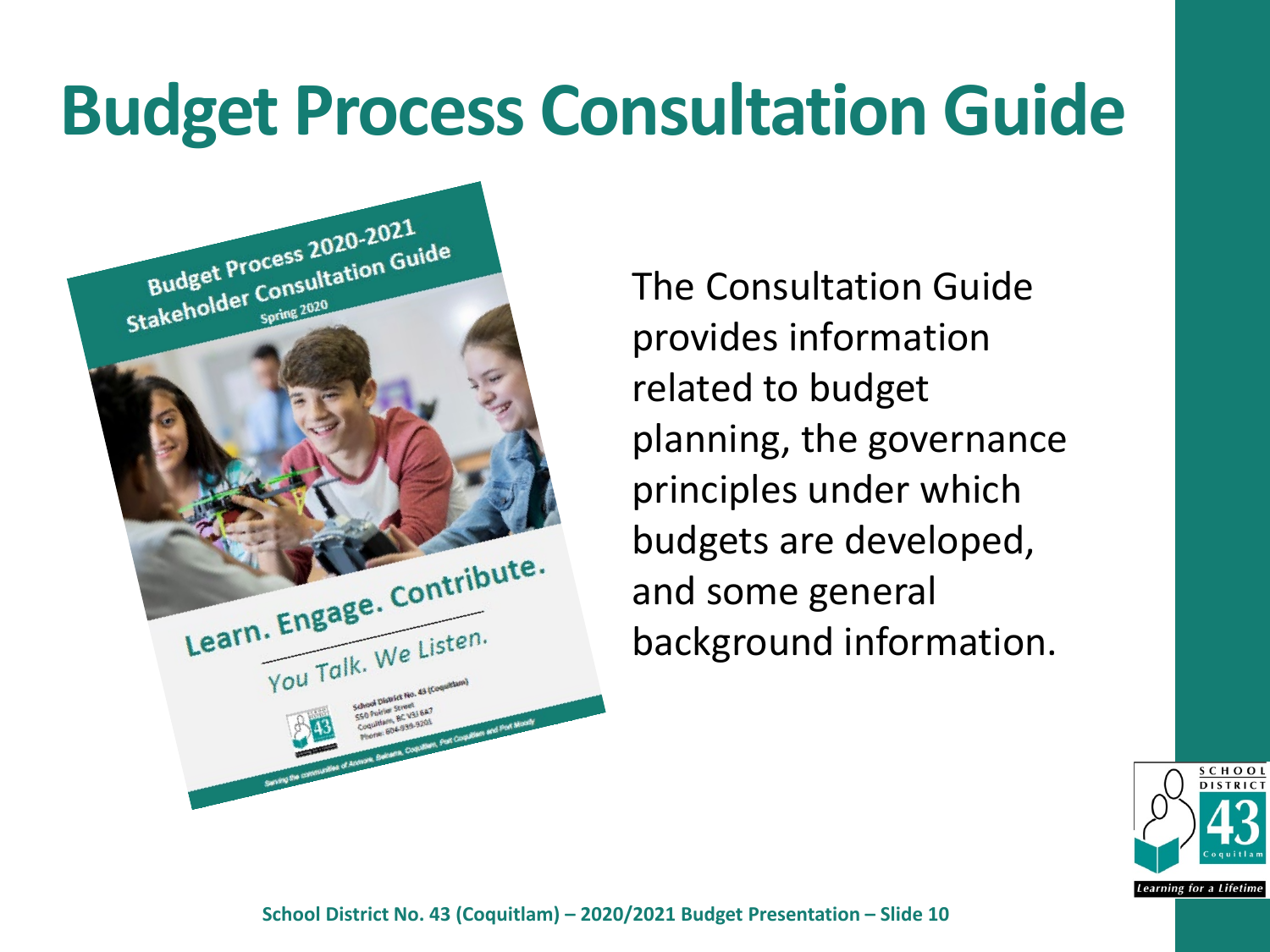# Budget Process Consultation Guide

The Consultation Guide provides information related to budget planning, the governance principles under which budgets are developed, and some general background information.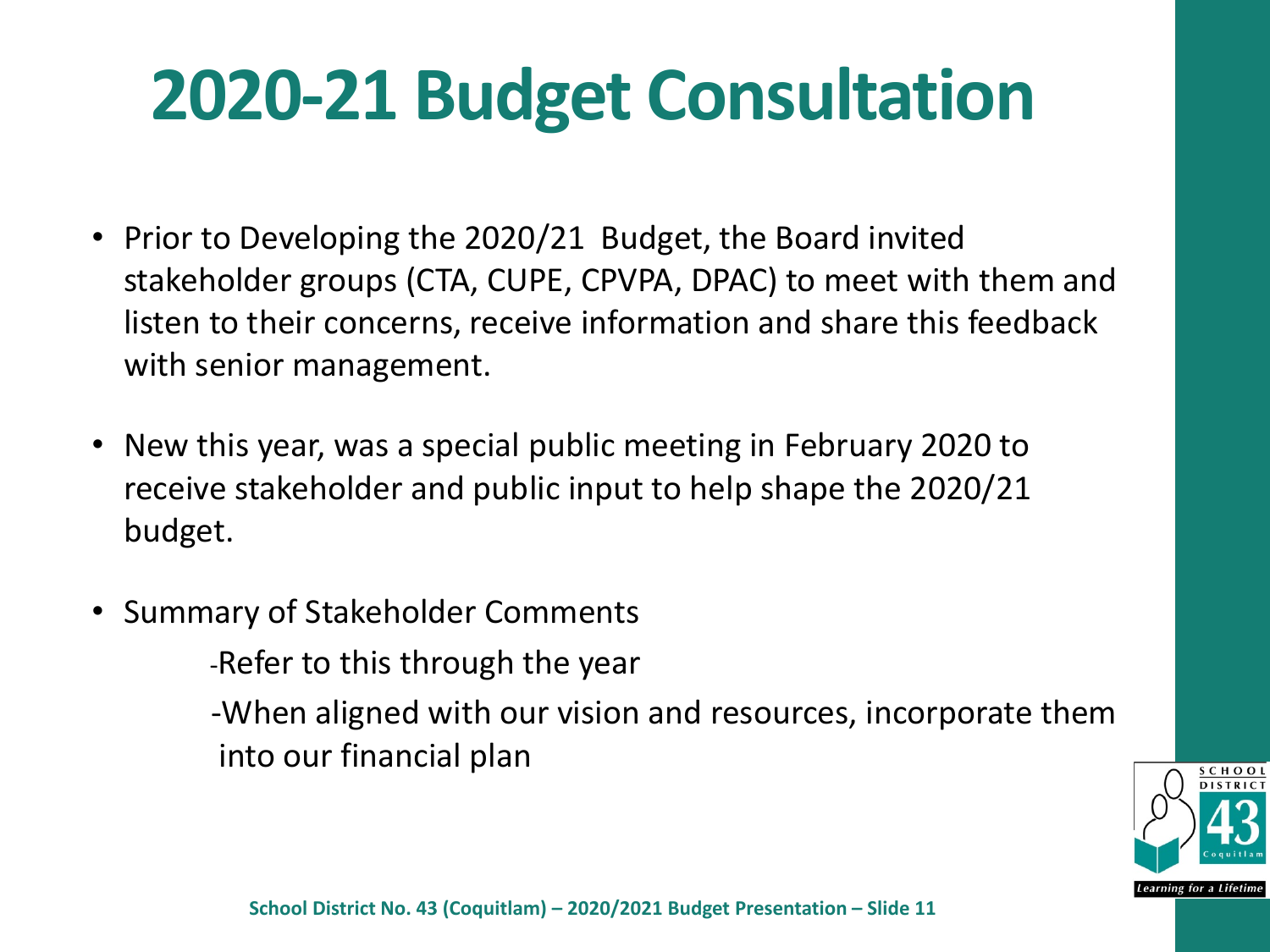# 2020-21 Budget Consultation

- Prior to Developing the 2020/21 Budget, the Board invited stakeholder groups (CTA, CUPE, CPVPA, DPAC) to meet with them and listen to their concerns, receive information and share this feedback with senior management.

- New this year, was a special public meeting in February 2020 to receive stakeholder and public input to help shape the 2020/21 budget.

- Summary of Stakeholder Comments
  - -Refer to this through the year
  - -When aligned with our vision and resources, incorporate them into our financial plan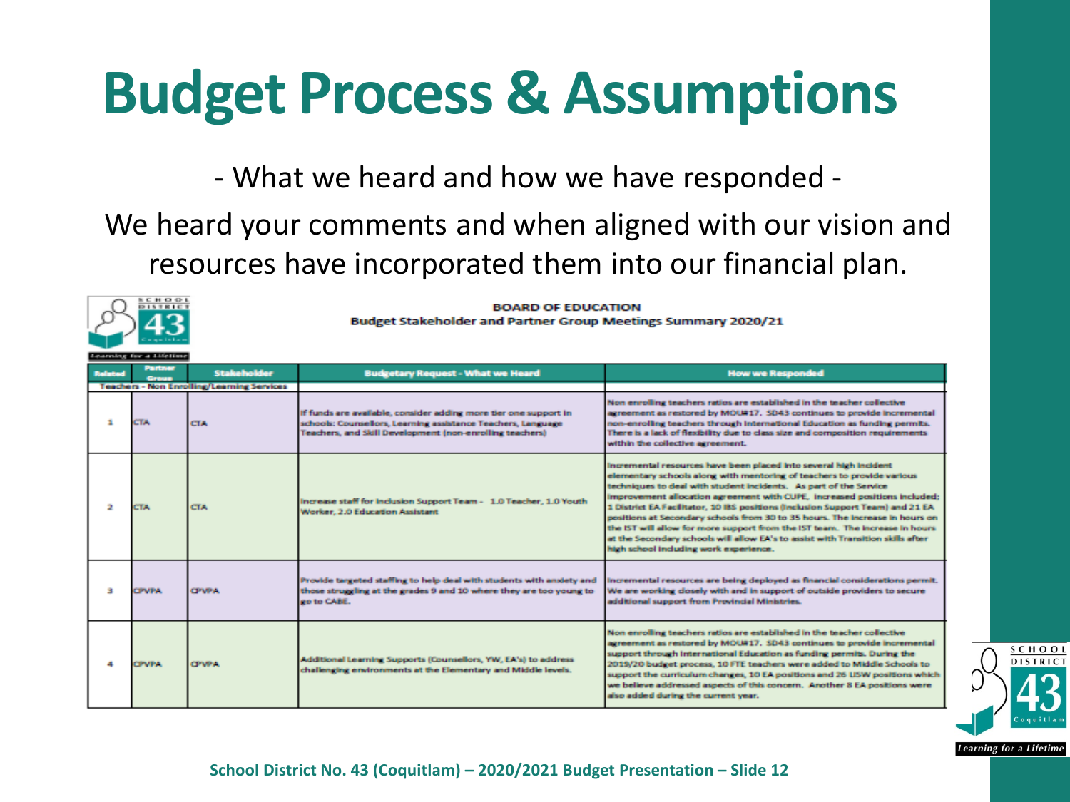# Budget Process & Assumptions

- What we heard and how we have responded -

We heard your comments and when aligned with our vision and resources have incorporated them into our financial plan.

**BOARD OF EDUCATION**
**Budget Stakeholder and Partner Group Meetings Summary 2020/21**

| Related | Partner Group | Stakeholder | Budgetary Request - What we Heard | How we Responded |
|---|---|---|---|---|
| Teachers - Non Enrolling/Learning Services | | | | |
| 1 | CTA | CTA | If funds are available, consider adding more tier one support in schools: Counsellors, Learning assistance Teachers, Language Teachers, and Skill Development (non-enrolling teachers) | Non enrolling teachers ratios are established in the teacher collective agreement as restored by MOU#17. SD43 continues to provide incremental non-enrolling teachers through International Education as funding permits. There is a lack of flexibility due to class size and composition requirements within the collective agreement. |
| 2 | CTA | CTA | Increase staff for Inclusion Support Team - 1.0 Teacher, 1.0 Youth Worker, 2.0 Education Assistant | Incremental resources have been placed into several high incident elementary schools along with mentoring of teachers to provide various techniques to deal with student incidents. As part of the Service Improvement allocation agreement with CUPE, increased positions included; 1 District EA Facilitator, 10 IBS positions (Inclusion Support Team) and 21 EA positions at Secondary schools from 30 to 35 hours. The increase in hours on the IST will allow for more support from the IST team. The increase in hours at the Secondary schools will allow EA's to assist with Transition skills after high school including work experience. |
| 3 | CPVPA | CPVPA | Provide targeted staffing to help deal with students with anxiety and those struggling at the grades 9 and 10 where they are too young to go to CABE. | Incremental resources are being deployed as financial considerations permit. We are working closely with and in support of outside providers to secure additional support from Provincial Ministries. |
| 4 | CPVPA | CPVPA | Additional Learning Supports (Counsellors, YW, EA's) to address challenging environments at the Elementary and Middle levels. | Non enrolling teachers ratios are established in the teacher collective agreement as restored by MOU#17. SD43 continues to provide incremental support through International Education as funding permits. During the 2019/20 budget process, 10 FTE teachers were added to Middle Schools to support the curriculum changes, 10 EA positions and 26 LISW positions which we believe addressed aspects of this concern. Another 8 EA positions were also added during the current year. |

School District No. 43 (Coquitlam) – 2020/2021 Budget Presentation – Slide 12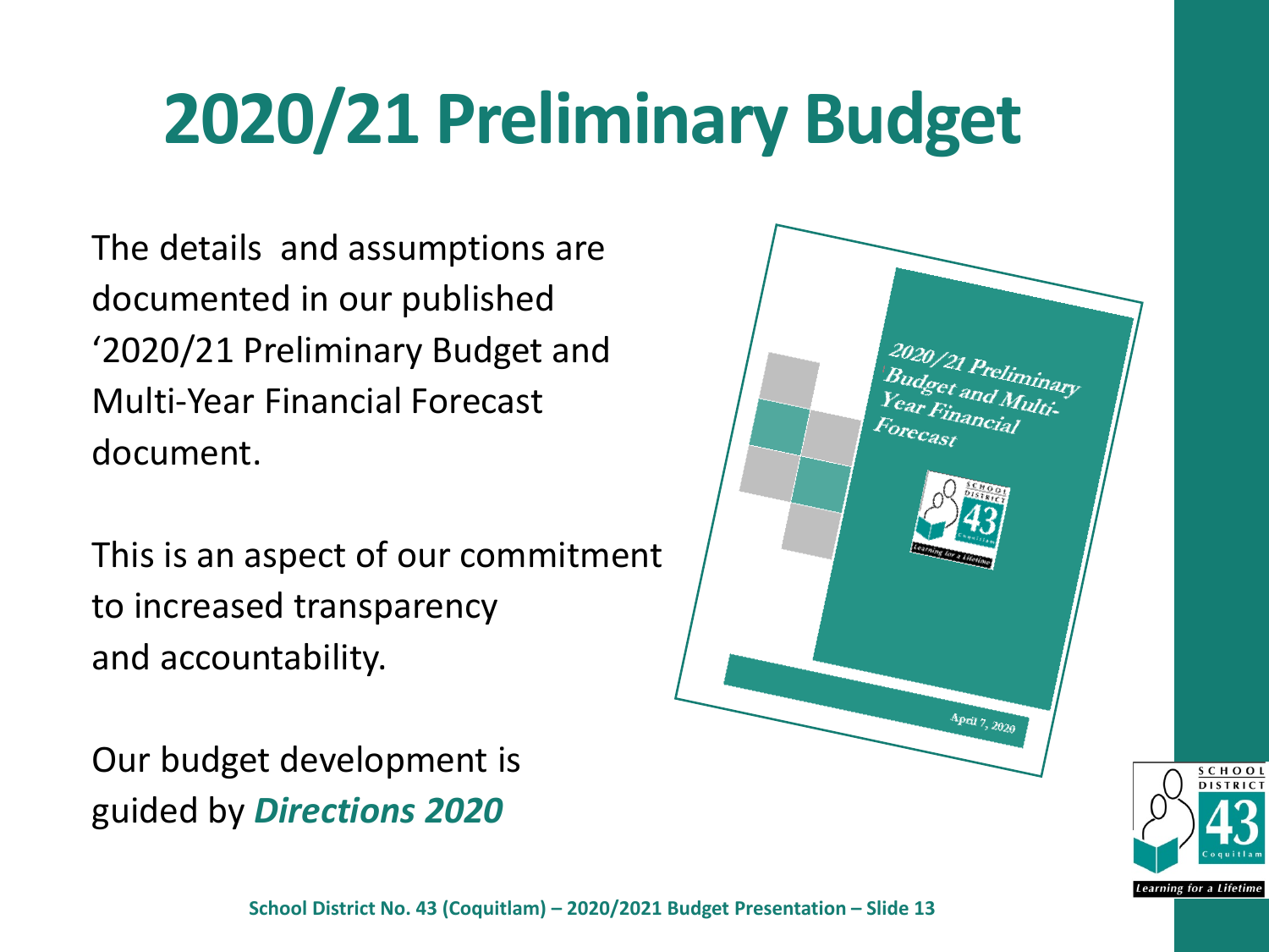# 2020/21 Preliminary Budget

The details and assumptions are documented in our published '2020/21 Preliminary Budget and Multi-Year Financial Forecast document.

This is an aspect of our commitment to increased transparency and accountability.

Our budget development is guided by ***Directions 2020***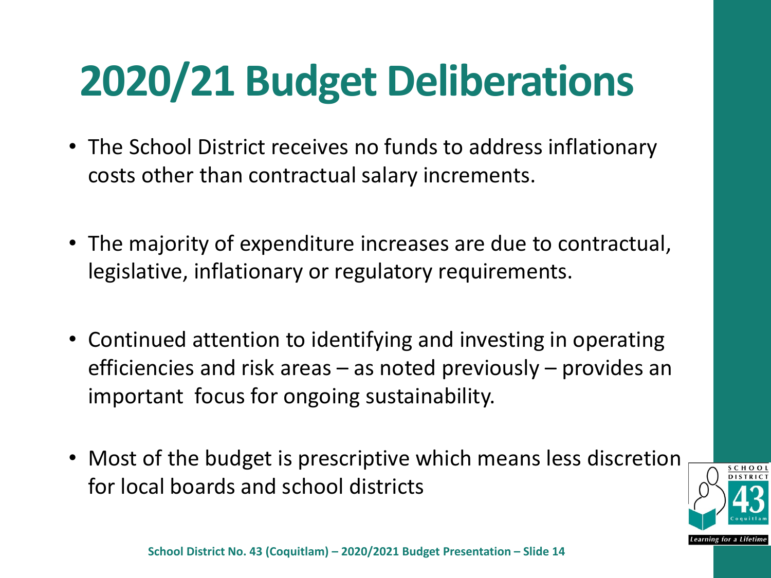# 2020/21 Budget Deliberations

- The School District receives no funds to address inflationary costs other than contractual salary increments.
- The majority of expenditure increases are due to contractual, legislative, inflationary or regulatory requirements.
- Continued attention to identifying and investing in operating efficiencies and risk areas – as noted previously – provides an important focus for ongoing sustainability.
- Most of the budget is prescriptive which means less discretion for local boards and school districts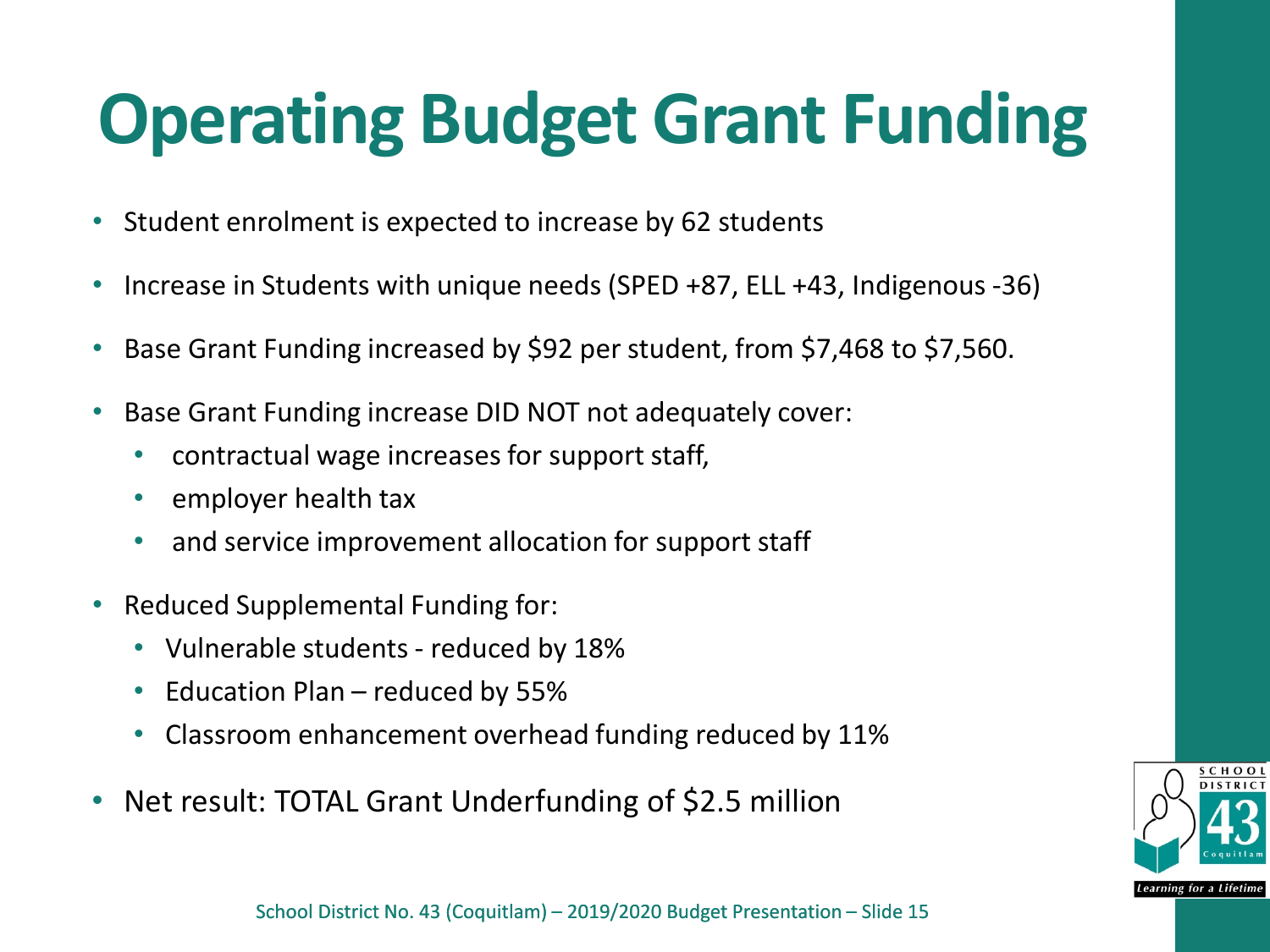# Operating Budget Grant Funding

- Student enrolment is expected to increase by 62 students
- Increase in Students with unique needs (SPED +87, ELL +43, Indigenous -36)
- Base Grant Funding increased by $92 per student, from $7,468 to $7,560.
- Base Grant Funding increase DID NOT not adequately cover:
  - contractual wage increases for support staff,
  - employer health tax
  - and service improvement allocation for support staff
- Reduced Supplemental Funding for:
  - Vulnerable students - reduced by 18%
  - Education Plan – reduced by 55%
  - Classroom enhancement overhead funding reduced by 11%
- Net result: TOTAL Grant Underfunding of $2.5 million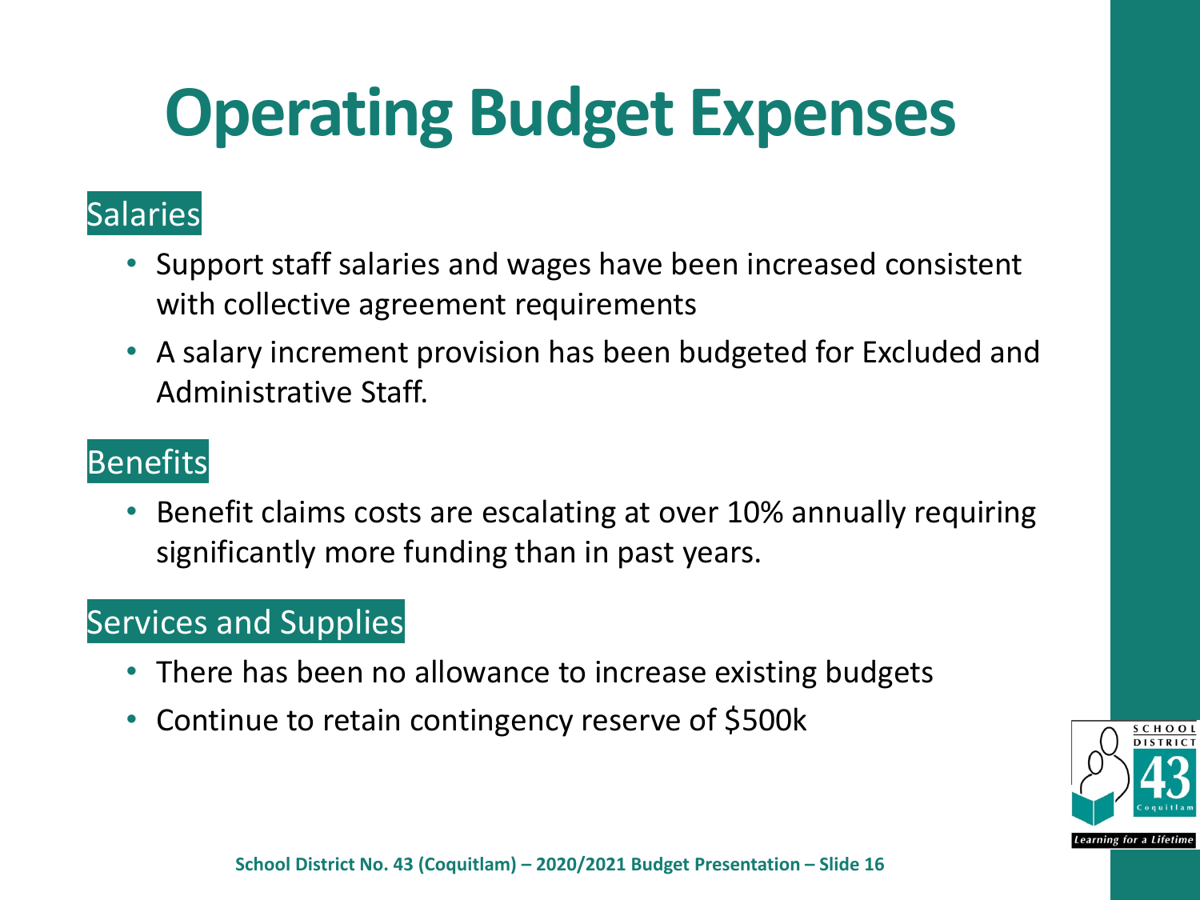# Operating Budget Expenses

## Salaries

- Support staff salaries and wages have been increased consistent with collective agreement requirements
- A salary increment provision has been budgeted for Excluded and Administrative Staff.

## Benefits

- Benefit claims costs are escalating at over 10% annually requiring significantly more funding than in past years.

## Services and Supplies

- There has been no allowance to increase existing budgets
- Continue to retain contingency reserve of $500k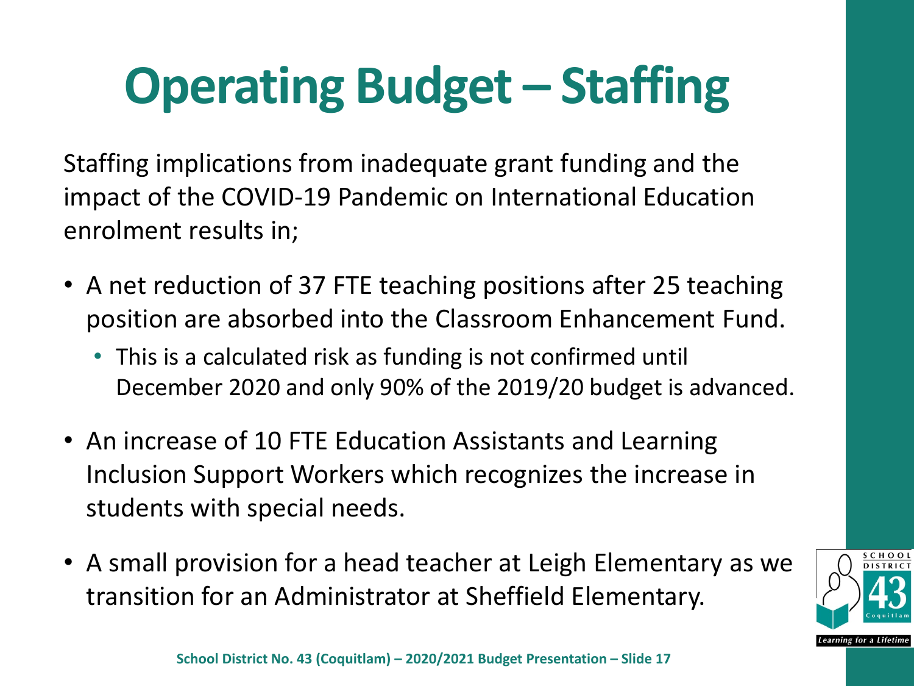# Operating Budget – Staffing

Staffing implications from inadequate grant funding and the impact of the COVID-19 Pandemic on International Education enrolment results in;

- A net reduction of 37 FTE teaching positions after 25 teaching position are absorbed into the Classroom Enhancement Fund.
  - This is a calculated risk as funding is not confirmed until December 2020 and only 90% of the 2019/20 budget is advanced.
- An increase of 10 FTE Education Assistants and Learning Inclusion Support Workers which recognizes the increase in students with special needs.
- A small provision for a head teacher at Leigh Elementary as we transition for an Administrator at Sheffield Elementary.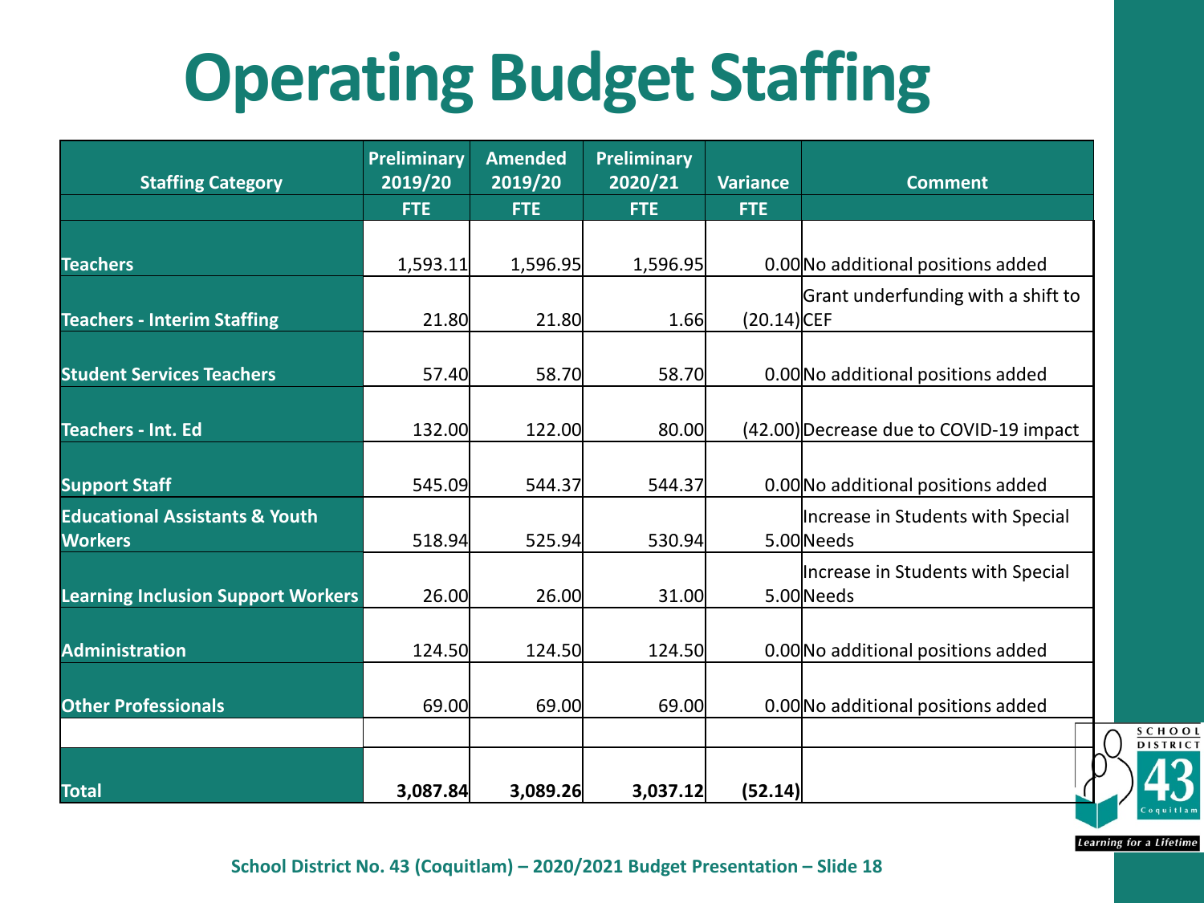# Operating Budget Staffing

| Staffing Category | Preliminary 2019/20 | Amended 2019/20 | Preliminary 2020/21 | Variance | Comment |
|---|---|---|---|---|---|
| | FTE | FTE | FTE | FTE | |
| **Teachers** | 1,593.11 | 1,596.95 | 1,596.95 | 0.00 | No additional positions added |
| **Teachers - Interim Staffing** | 21.80 | 21.80 | 1.66 | (20.14) | Grant underfunding with a shift to CEF |
| **Student Services Teachers** | 57.40 | 58.70 | 58.70 | 0.00 | No additional positions added |
| **Teachers - Int. Ed** | 132.00 | 122.00 | 80.00 | (42.00) | Decrease due to COVID-19 impact |
| **Support Staff** | 545.09 | 544.37 | 544.37 | 0.00 | No additional positions added |
| **Educational Assistants & Youth Workers** | 518.94 | 525.94 | 530.94 | 5.00 | Increase in Students with Special Needs |
| **Learning Inclusion Support Workers** | 26.00 | 26.00 | 31.00 | 5.00 | Increase in Students with Special Needs |
| **Administration** | 124.50 | 124.50 | 124.50 | 0.00 | No additional positions added |
| **Other Professionals** | 69.00 | 69.00 | 69.00 | 0.00 | No additional positions added |
| | | | | | |
| **Total** | **3,087.84** | **3,089.26** | **3,037.12** | **(52.14)** | |

School District No. 43 (Coquitlam) – 2020/2021 Budget Presentation – Slide 18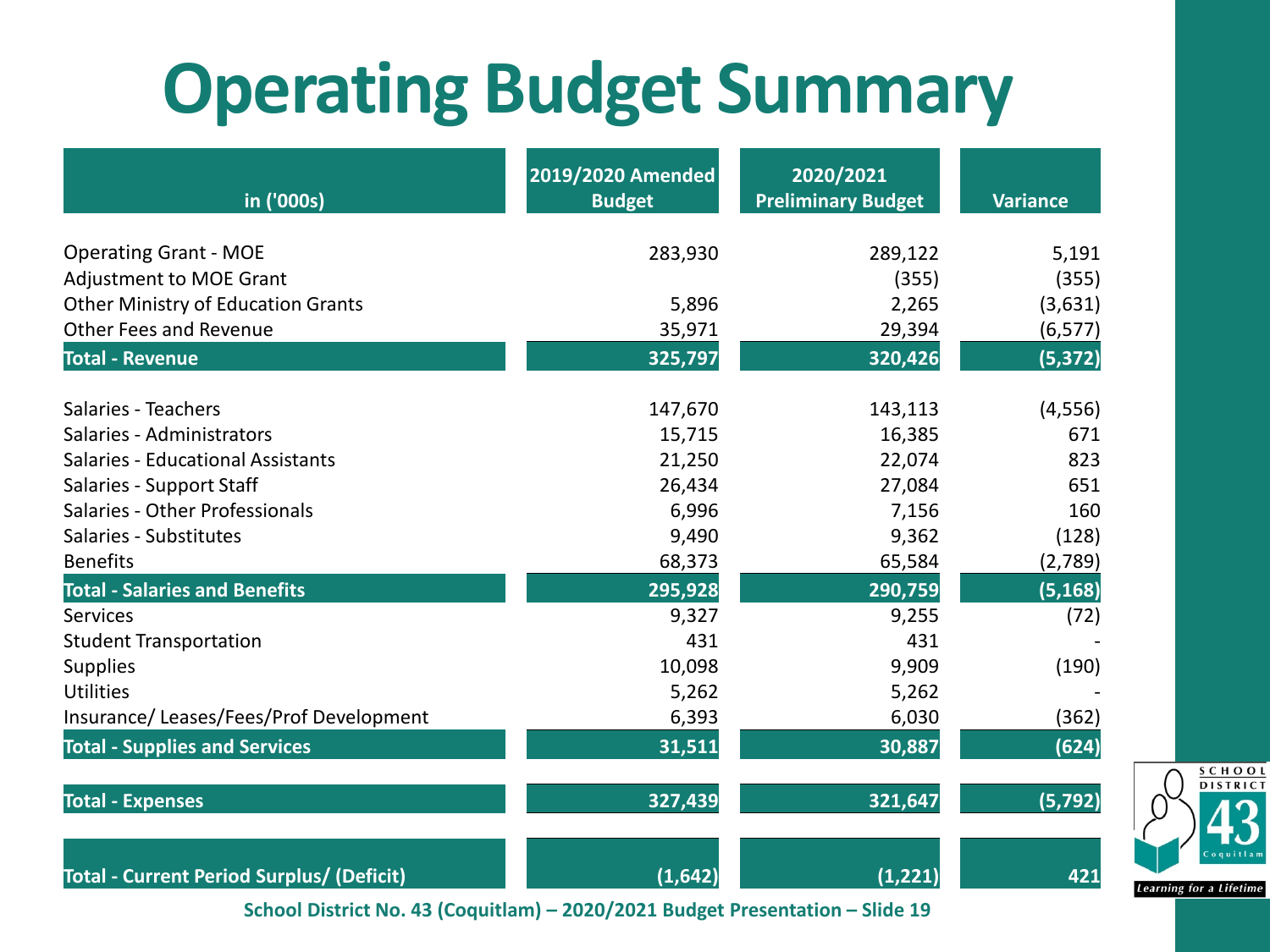# Operating Budget Summary

| in ('000s) | 2019/2020 Amended Budget | 2020/2021 Preliminary Budget | Variance |
|---|---|---|---|
| Operating Grant - MOE | 283,930 | 289,122 | 5,191 |
| Adjustment to MOE Grant | | (355) | (355) |
| Other Ministry of Education Grants | 5,896 | 2,265 | (3,631) |
| Other Fees and Revenue | 35,971 | 29,394 | (6,577) |
| **Total - Revenue** | **325,797** | **320,426** | **(5,372)** |
| Salaries - Teachers | 147,670 | 143,113 | (4,556) |
| Salaries - Administrators | 15,715 | 16,385 | 671 |
| Salaries - Educational Assistants | 21,250 | 22,074 | 823 |
| Salaries - Support Staff | 26,434 | 27,084 | 651 |
| Salaries - Other Professionals | 6,996 | 7,156 | 160 |
| Salaries - Substitutes | 9,490 | 9,362 | (128) |
| Benefits | 68,373 | 65,584 | (2,789) |
| **Total - Salaries and Benefits** | **295,928** | **290,759** | **(5,168)** |
| Services | 9,327 | 9,255 | (72) |
| Student Transportation | 431 | 431 | - |
| Supplies | 10,098 | 9,909 | (190) |
| Utilities | 5,262 | 5,262 | - |
| Insurance/ Leases/Fees/Prof Development | 6,393 | 6,030 | (362) |
| **Total - Supplies and Services** | **31,511** | **30,887** | **(624)** |
| **Total - Expenses** | **327,439** | **321,647** | **(5,792)** |
| **Total - Current Period Surplus/ (Deficit)** | **(1,642)** | **(1,221)** | **421** |

School District No. 43 (Coquitlam) – 2020/2021 Budget Presentation – Slide 19

SCHOOL DISTRICT 43 Coquitlam

*Learning for a Lifetime*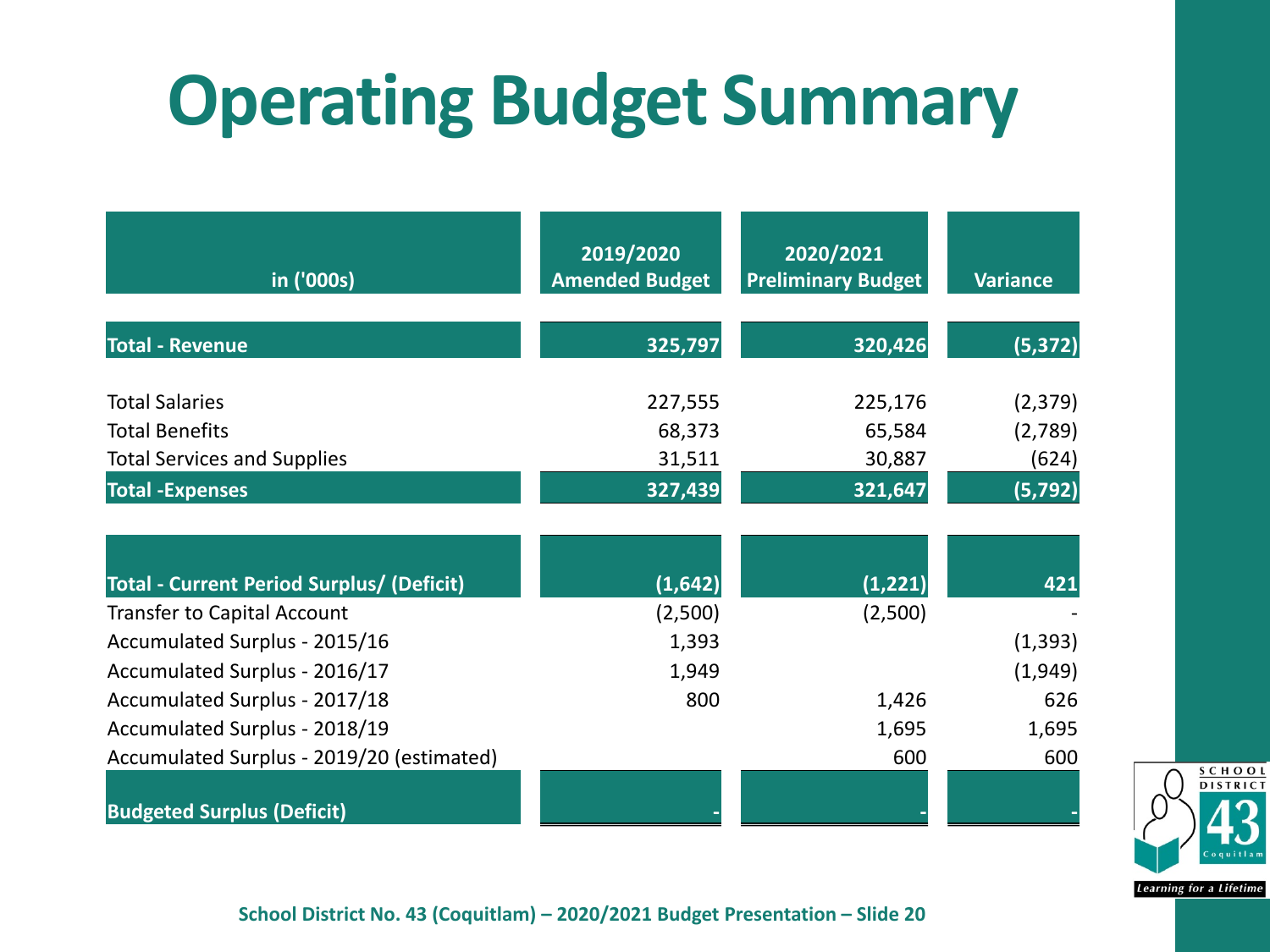# Operating Budget Summary

| in ('000s) | 2019/2020 Amended Budget | 2020/2021 Preliminary Budget | Variance |
|---|---|---|---|
| **Total - Revenue** | **325,797** | **320,426** | **(5,372)** |
| Total Salaries | 227,555 | 225,176 | (2,379) |
| Total Benefits | 68,373 | 65,584 | (2,789) |
| Total Services and Supplies | 31,511 | 30,887 | (624) |
| **Total -Expenses** | **327,439** | **321,647** | **(5,792)** |
| **Total - Current Period Surplus/ (Deficit)** | **(1,642)** | **(1,221)** | **421** |
| Transfer to Capital Account | (2,500) | (2,500) | - |
| Accumulated Surplus - 2015/16 | 1,393 | | (1,393) |
| Accumulated Surplus - 2016/17 | 1,949 | | (1,949) |
| Accumulated Surplus - 2017/18 | 800 | 1,426 | 626 |
| Accumulated Surplus - 2018/19 | | 1,695 | 1,695 |
| Accumulated Surplus - 2019/20 (estimated) | | 600 | 600 |
| **Budgeted Surplus (Deficit)** | **-** | **-** | **-** |

School District No. 43 (Coquitlam) – 2020/2021 Budget Presentation – Slide 20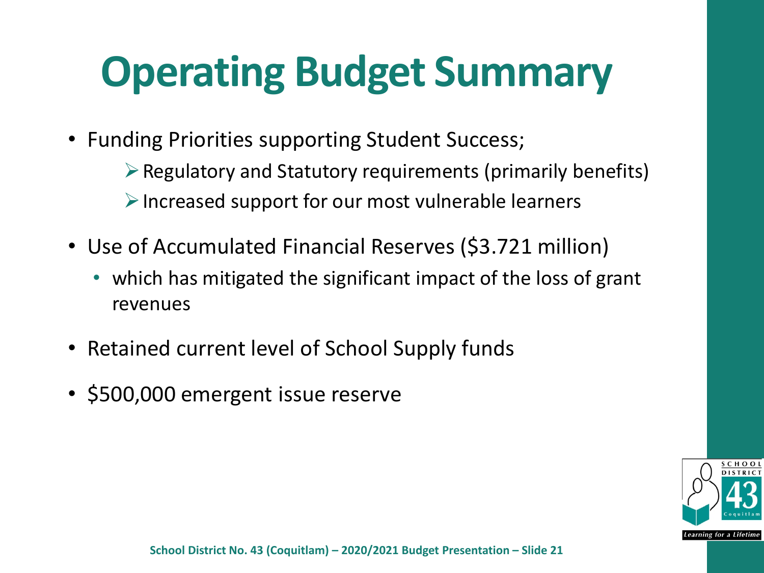# Operating Budget Summary

- Funding Priorities supporting Student Success;
  - Regulatory and Statutory requirements (primarily benefits)
  - Increased support for our most vulnerable learners
- Use of Accumulated Financial Reserves ($3.721 million)
  - which has mitigated the significant impact of the loss of grant revenues
- Retained current level of School Supply funds
- $500,000 emergent issue reserve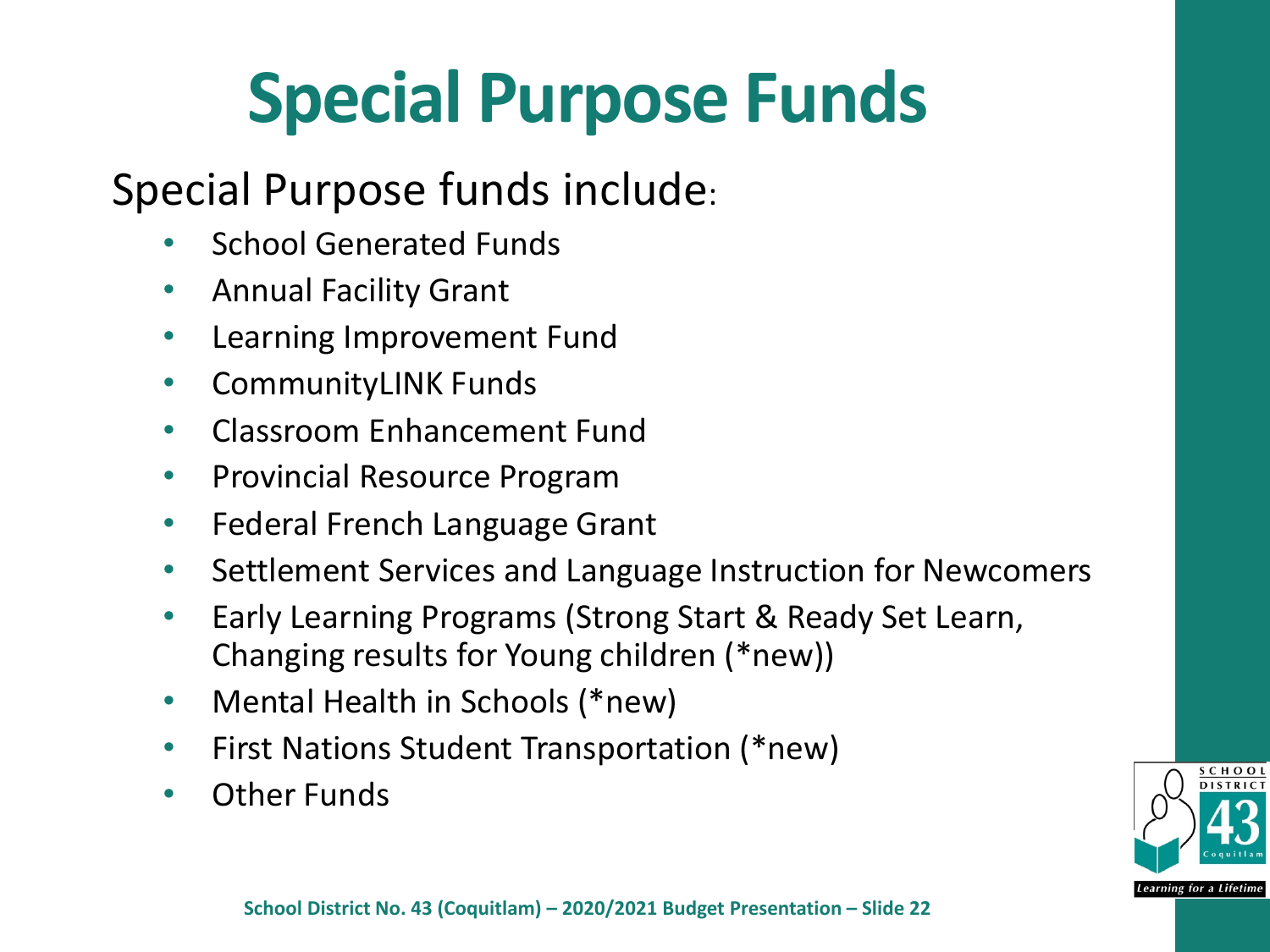# Special Purpose Funds

Special Purpose funds include:

- School Generated Funds
- Annual Facility Grant
- Learning Improvement Fund
- CommunityLINK Funds
- Classroom Enhancement Fund
- Provincial Resource Program
- Federal French Language Grant
- Settlement Services and Language Instruction for Newcomers
- Early Learning Programs (Strong Start & Ready Set Learn, Changing results for Young children (*new))
- Mental Health in Schools (*new)
- First Nations Student Transportation (*new)
- Other Funds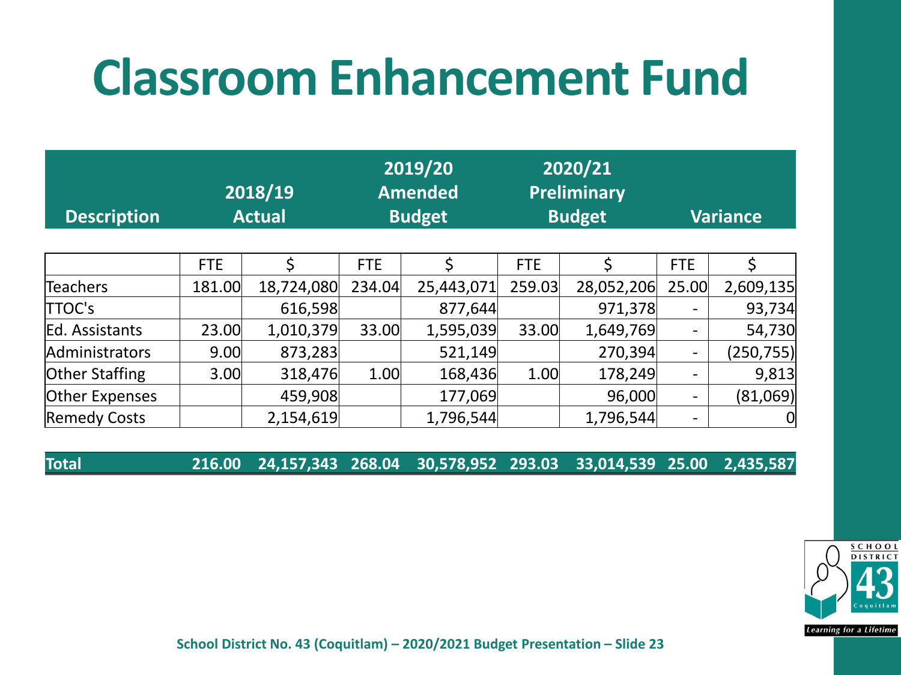# Classroom Enhancement Fund

| Description | 2018/19 Actual | | 2019/20 Amended Budget | | 2020/21 Preliminary Budget | | Variance | |
|---|---|---|---|---|---|---|---|---|
| | FTE | $ | FTE | $ | FTE | $ | FTE | $ |
| Teachers | 181.00 | 18,724,080 | 234.04 | 25,443,071 | 259.03 | 28,052,206 | 25.00 | 2,609,135 |
| TTOC's | | 616,598 | | 877,644 | | 971,378 | - | 93,734 |
| Ed. Assistants | 23.00 | 1,010,379 | 33.00 | 1,595,039 | 33.00 | 1,649,769 | - | 54,730 |
| Administrators | 9.00 | 873,283 | | 521,149 | | 270,394 | - | (250,755) |
| Other Staffing | 3.00 | 318,476 | 1.00 | 168,436 | 1.00 | 178,249 | - | 9,813 |
| Other Expenses | | 459,908 | | 177,069 | | 96,000 | - | (81,069) |
| Remedy Costs | | 2,154,619 | | 1,796,544 | | 1,796,544 | - | 0 |
| **Total** | **216.00** | **24,157,343** | **268.04** | **30,578,952** | **293.03** | **33,014,539** | **25.00** | **2,435,587** |

School District No. 43 (Coquitlam) – 2020/2021 Budget Presentation – Slide 23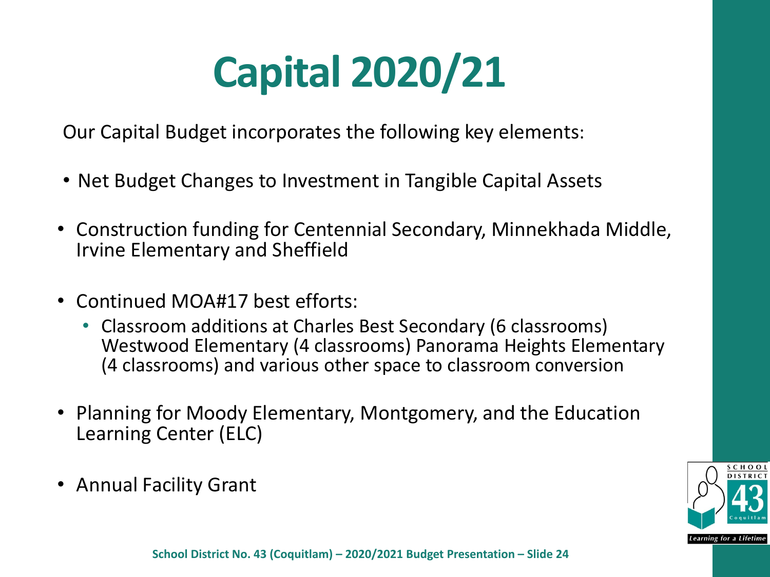# Capital 2020/21

Our Capital Budget incorporates the following key elements:

- Net Budget Changes to Investment in Tangible Capital Assets
- Construction funding for Centennial Secondary, Minnekhada Middle, Irvine Elementary and Sheffield
- Continued MOA#17 best efforts:
  - Classroom additions at Charles Best Secondary (6 classrooms) Westwood Elementary (4 classrooms) Panorama Heights Elementary (4 classrooms) and various other space to classroom conversion
- Planning for Moody Elementary, Montgomery, and the Education Learning Center (ELC)
- Annual Facility Grant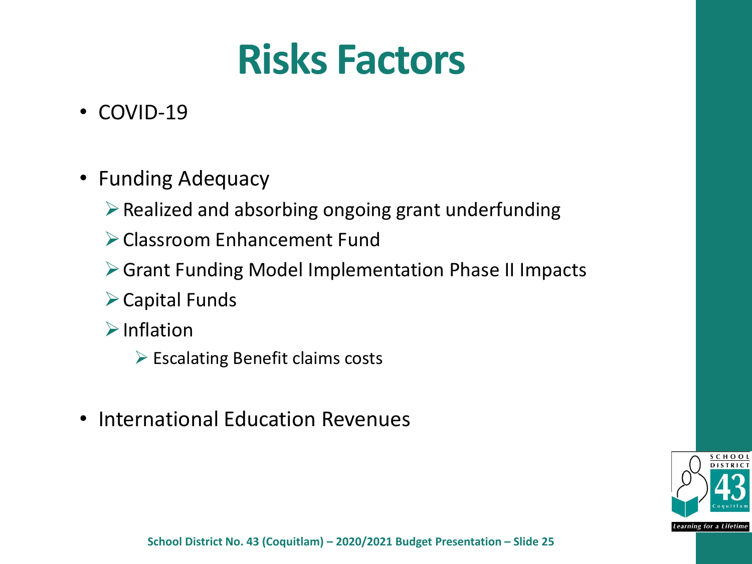# Risks Factors

- COVID-19
- Funding Adequacy
  - Realized and absorbing ongoing grant underfunding
  - Classroom Enhancement Fund
  - Grant Funding Model Implementation Phase II Impacts
  - Capital Funds
  - Inflation
    - Escalating Benefit claims costs
- International Education Revenues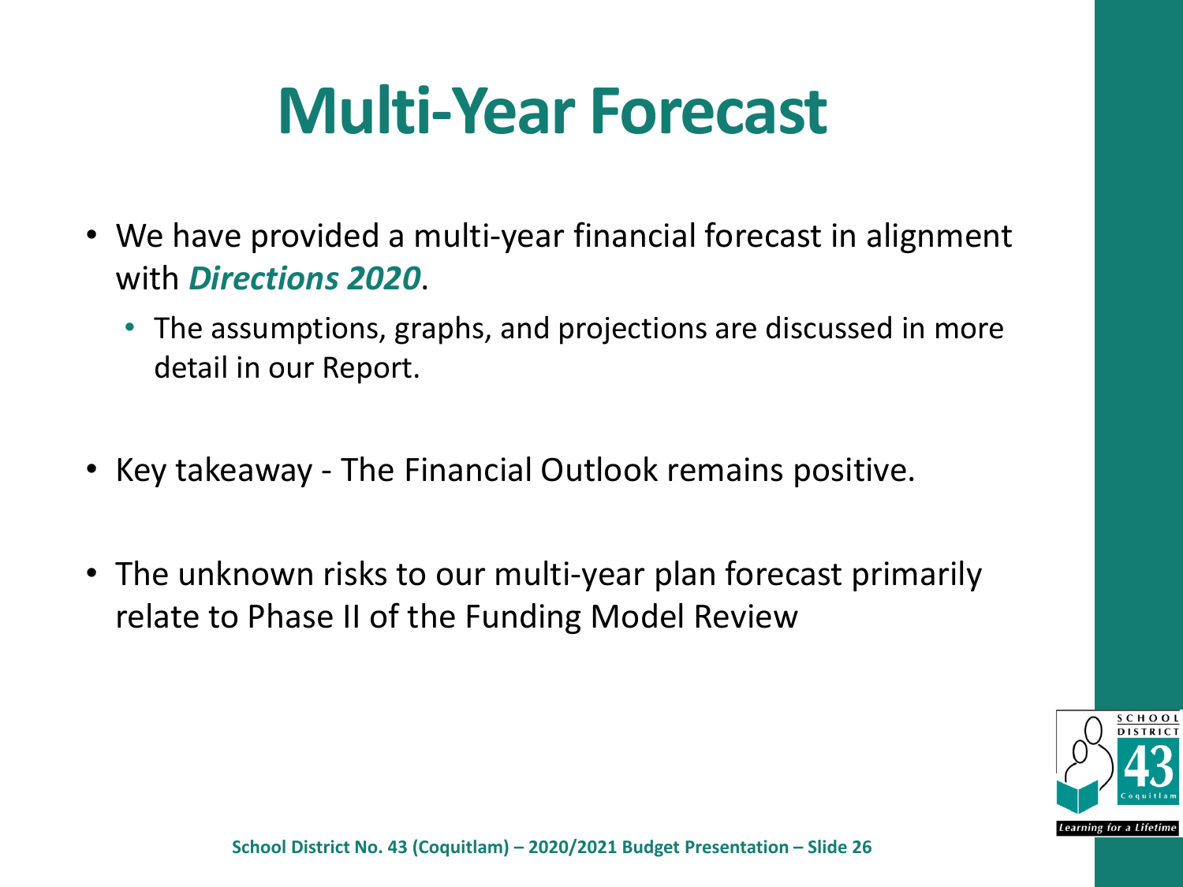# Multi-Year Forecast

- We have provided a multi-year financial forecast in alignment with ***Directions 2020***.
  - The assumptions, graphs, and projections are discussed in more detail in our Report.

- Key takeaway - The Financial Outlook remains positive.

- The unknown risks to our multi-year plan forecast primarily relate to Phase II of the Funding Model Review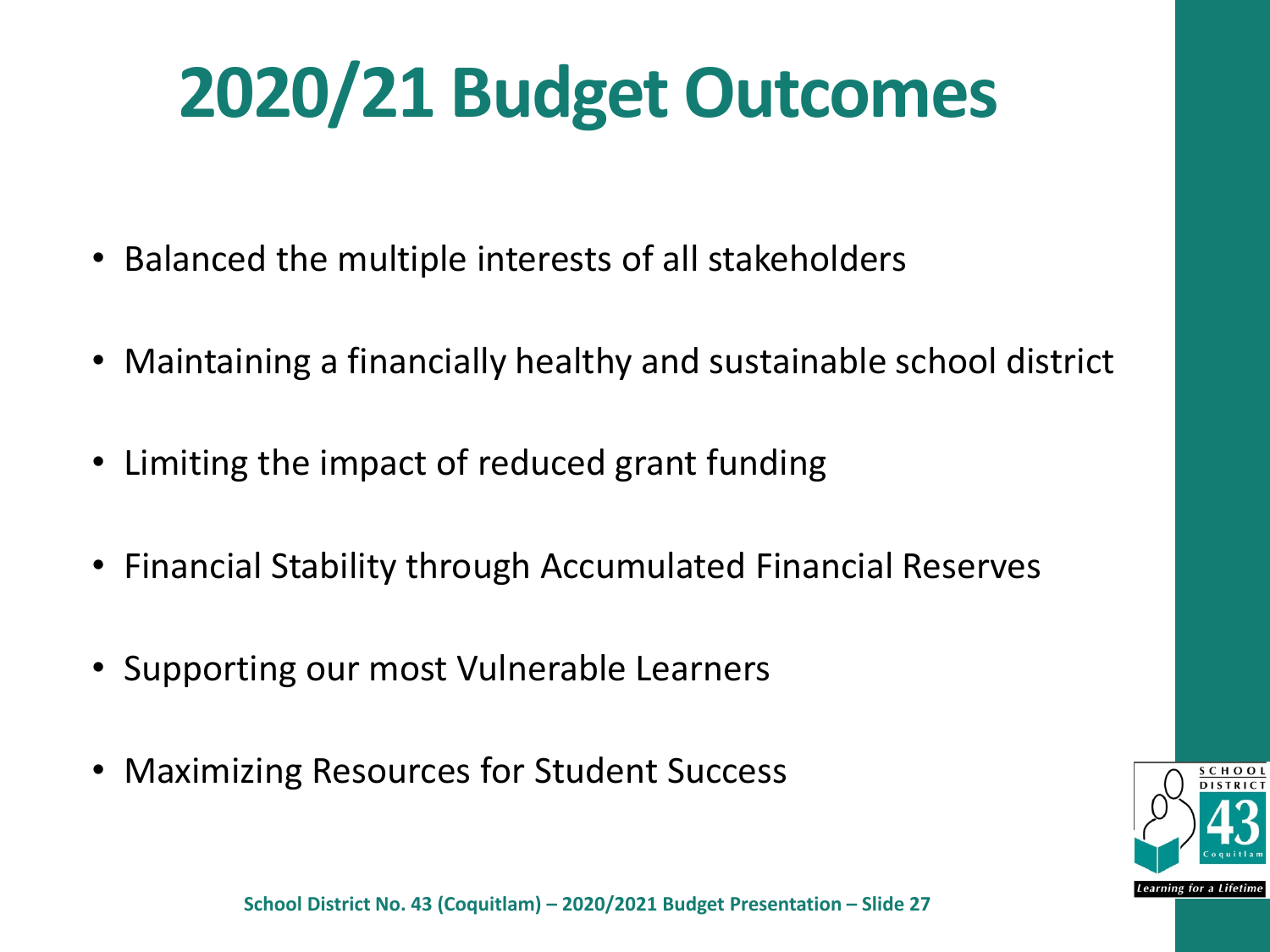# 2020/21 Budget Outcomes

- Balanced the multiple interests of all stakeholders
- Maintaining a financially healthy and sustainable school district
- Limiting the impact of reduced grant funding
- Financial Stability through Accumulated Financial Reserves
- Supporting our most Vulnerable Learners
- Maximizing Resources for Student Success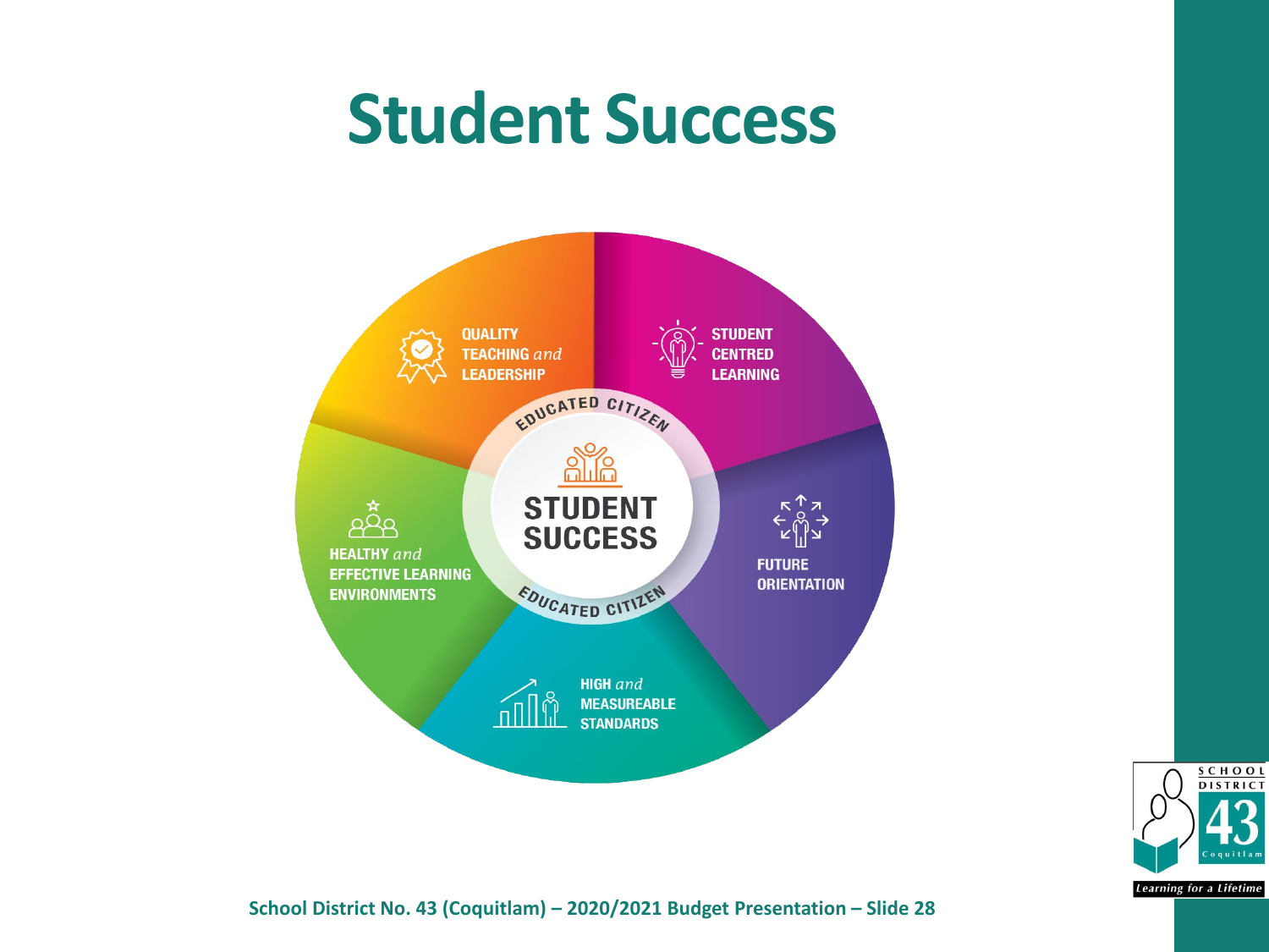# Student Success

QUALITY TEACHING *and* LEADERSHIP

STUDENT CENTRED LEARNING

EDUCATED CITIZEN

STUDENT SUCCESS

HEALTHY *and* EFFECTIVE LEARNING ENVIRONMENTS

FUTURE ORIENTATION

EDUCATED CITIZEN

HIGH *and* MEASUREABLE STANDARDS

SCHOOL DISTRICT 43 Coquitlam

Learning for a Lifetime

School District No. 43 (Coquitlam) – 2020/2021 Budget Presentation – Slide 28